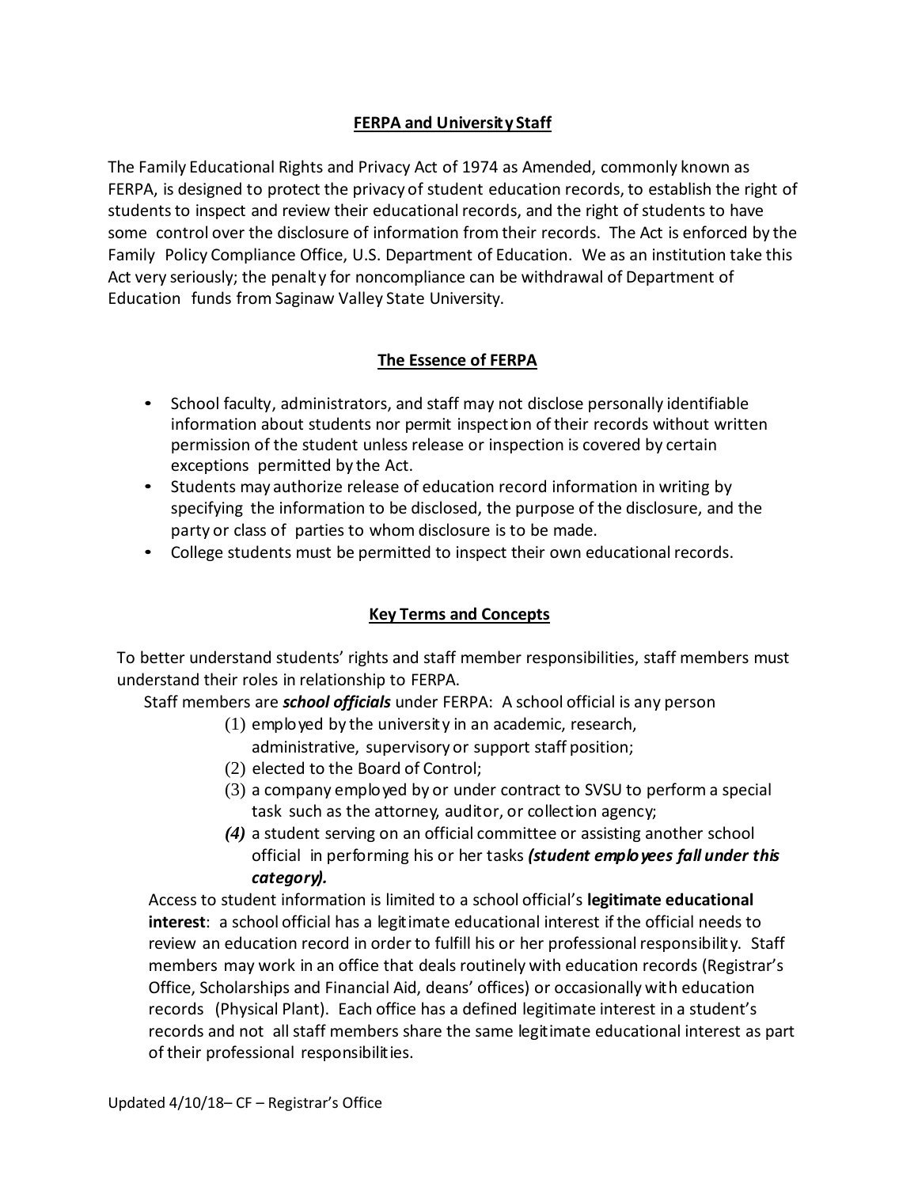## FERPA and University Staff

The Family Educational Rights and Privacy Act of 1974 as Amended, commonly known as FERPA, is designed to protect the privacy of student education records, to establish the right of students to inspect and review their educational records, and the right of students to have some control over the disclosure of information from their records. The Act is enforced by the Family Policy Compliance Office, U.S. Department of Education. We as an institution take this Act very seriously; the penalty for noncompliance can be withdrawal of Department of Education funds from Saginaw Valley State University.

## The Essence of FERPA

- School faculty, administrators, and staff may not disclose personally identifiable information about students nor permit inspection of their records without written permission of the student unless release or inspection is covered by certain exceptions permitted by the Act.
- Students may authorize release of education record information in writing by specifying the information to be disclosed, the purpose of the disclosure, and the party or class of parties to whom disclosure is to be made.
- College students must be permitted to inspect their own educational records.

## Key Terms and Concepts

To better understand students' rights and staff member responsibilities, staff members must understand their roles in relationship to FERPA.

Staff members are ***school officials*** under FERPA: A school official is any person

(1) employed by the university in an academic, research, administrative, supervisory or support staff position;

(2) elected to the Board of Control;

(3) a company employed by or under contract to SVSU to perform a special task such as the attorney, auditor, or collection agency;

***(4)*** a student serving on an official committee or assisting another school official in performing his or her tasks ***(student employees fall under this category).***

Access to student information is limited to a school official's **legitimate educational interest**: a school official has a legitimate educational interest if the official needs to review an education record in order to fulfill his or her professional responsibility. Staff members may work in an office that deals routinely with education records (Registrar's Office, Scholarships and Financial Aid, deans' offices) or occasionally with education records (Physical Plant). Each office has a defined legitimate interest in a student's records and not all staff members share the same legitimate educational interest as part of their professional responsibilities.

Updated 4/10/18– CF – Registrar's Office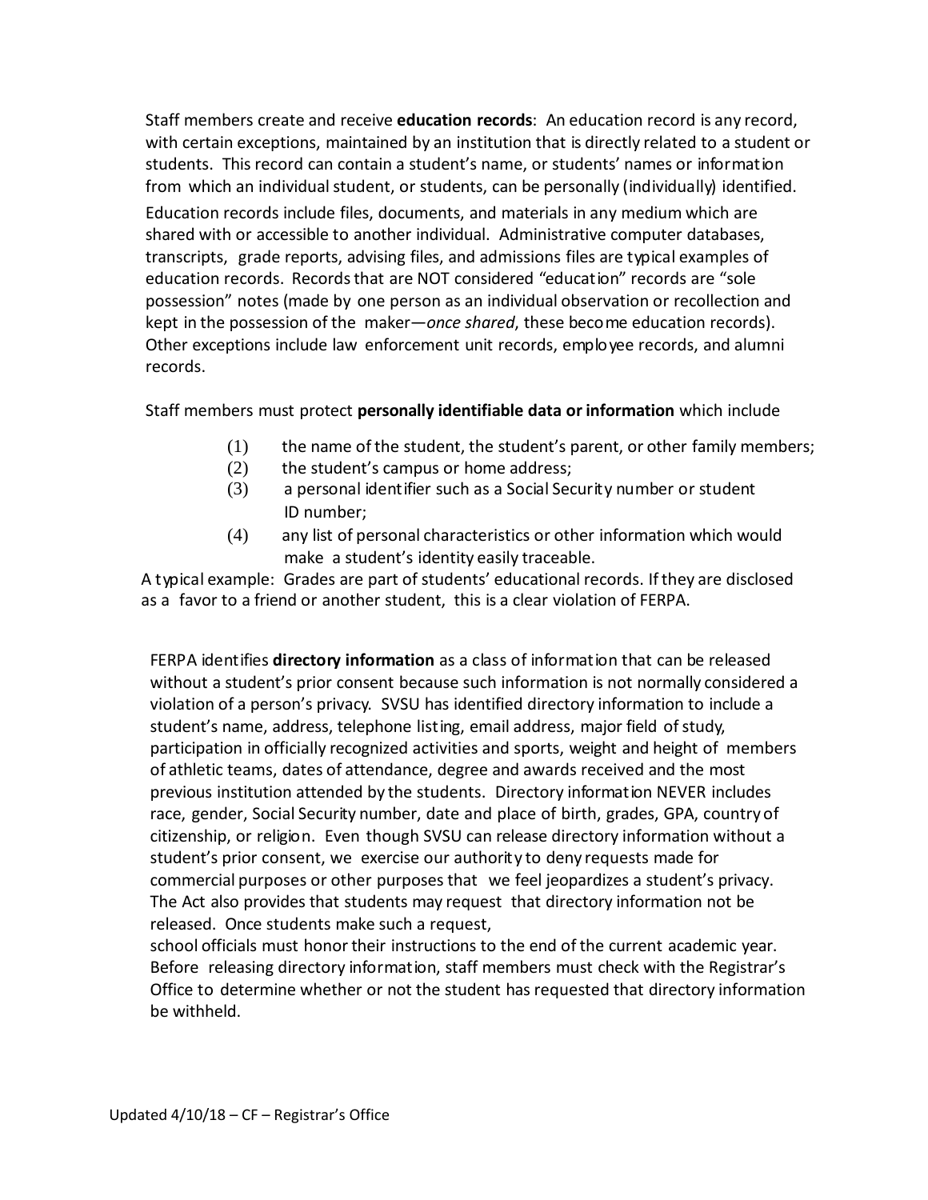Staff members create and receive **education records**: An education record is any record, with certain exceptions, maintained by an institution that is directly related to a student or students. This record can contain a student's name, or students' names or information from which an individual student, or students, can be personally (individually) identified. Education records include files, documents, and materials in any medium which are shared with or accessible to another individual. Administrative computer databases, transcripts, grade reports, advising files, and admissions files are typical examples of education records. Records that are NOT considered "education" records are "sole possession" notes (made by one person as an individual observation or recollection and kept in the possession of the maker—*once shared*, these become education records). Other exceptions include law enforcement unit records, employee records, and alumni records.

Staff members must protect **personally identifiable data or information** which include

(1) the name of the student, the student's parent, or other family members;
(2) the student's campus or home address;
(3) a personal identifier such as a Social Security number or student ID number;
(4) any list of personal characteristics or other information which would make a student's identity easily traceable.

A typical example: Grades are part of students' educational records. If they are disclosed as a favor to a friend or another student, this is a clear violation of FERPA.

FERPA identifies **directory information** as a class of information that can be released without a student's prior consent because such information is not normally considered a violation of a person's privacy. SVSU has identified directory information to include a student's name, address, telephone listing, email address, major field of study, participation in officially recognized activities and sports, weight and height of members of athletic teams, dates of attendance, degree and awards received and the most previous institution attended by the students. Directory information NEVER includes race, gender, Social Security number, date and place of birth, grades, GPA, country of citizenship, or religion. Even though SVSU can release directory information without a student's prior consent, we exercise our authority to deny requests made for commercial purposes or other purposes that we feel jeopardizes a student's privacy. The Act also provides that students may request that directory information not be released. Once students make such a request, school officials must honor their instructions to the end of the current academic year. Before releasing directory information, staff members must check with the Registrar's Office to determine whether or not the student has requested that directory information be withheld.

Updated 4/10/18 – CF – Registrar's Office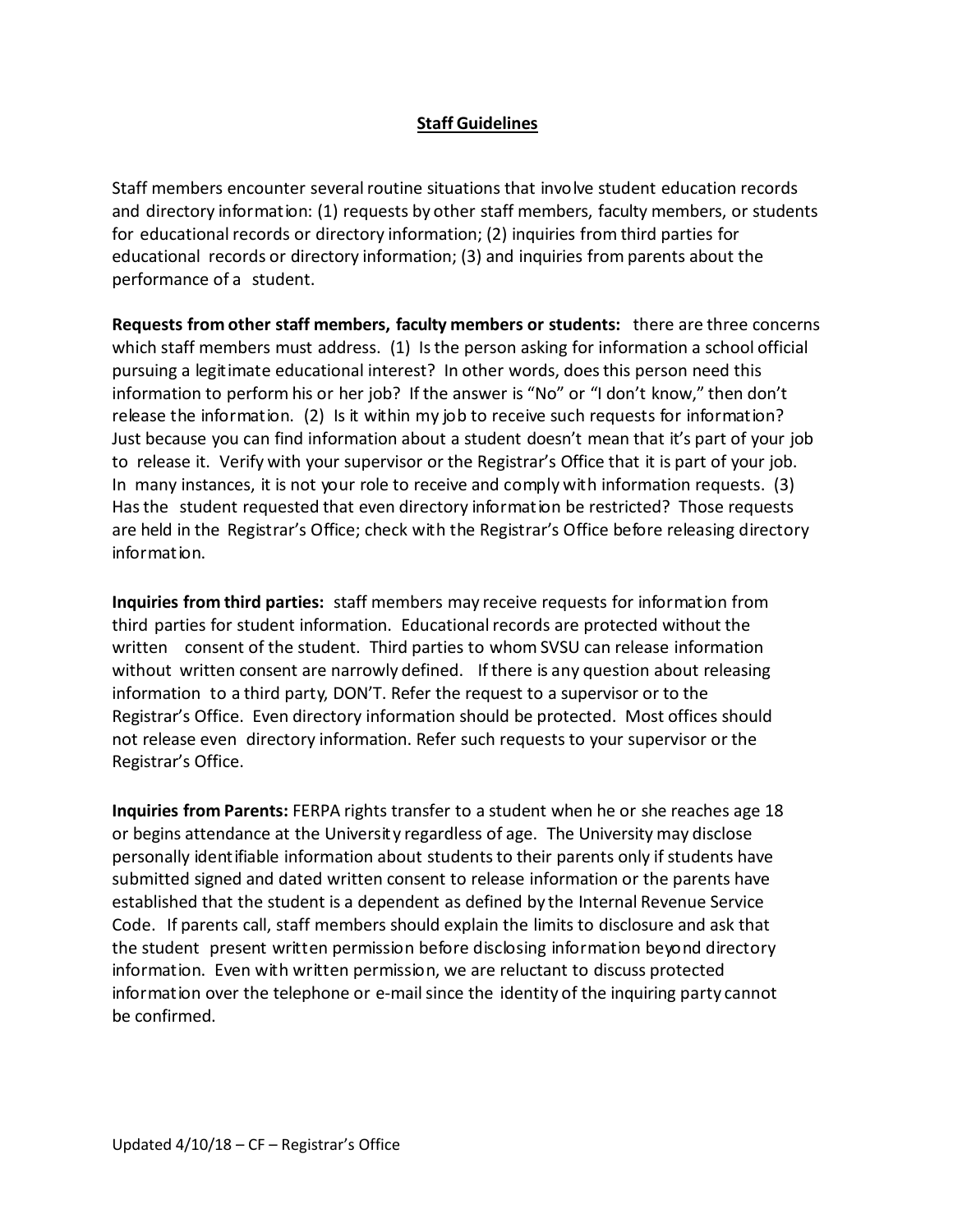## Staff Guidelines

Staff members encounter several routine situations that involve student education records and directory information: (1) requests by other staff members, faculty members, or students for educational records or directory information; (2) inquiries from third parties for educational records or directory information; (3) and inquiries from parents about the performance of a student.

**Requests from other staff members, faculty members or students:** there are three concerns which staff members must address. (1) Is the person asking for information a school official pursuing a legitimate educational interest? In other words, does this person need this information to perform his or her job? If the answer is "No" or "I don't know," then don't release the information. (2) Is it within my job to receive such requests for information? Just because you can find information about a student doesn't mean that it's part of your job to release it. Verify with your supervisor or the Registrar's Office that it is part of your job. In many instances, it is not your role to receive and comply with information requests. (3) Has the student requested that even directory information be restricted? Those requests are held in the Registrar's Office; check with the Registrar's Office before releasing directory information.

**Inquiries from third parties:** staff members may receive requests for information from third parties for student information. Educational records are protected without the written consent of the student. Third parties to whom SVSU can release information without written consent are narrowly defined. If there is any question about releasing information to a third party, DON'T. Refer the request to a supervisor or to the Registrar's Office. Even directory information should be protected. Most offices should not release even directory information. Refer such requests to your supervisor or the Registrar's Office.

**Inquiries from Parents:** FERPA rights transfer to a student when he or she reaches age 18 or begins attendance at the University regardless of age. The University may disclose personally identifiable information about students to their parents only if students have submitted signed and dated written consent to release information or the parents have established that the student is a dependent as defined by the Internal Revenue Service Code. If parents call, staff members should explain the limits to disclosure and ask that the student present written permission before disclosing information beyond directory information. Even with written permission, we are reluctant to discuss protected information over the telephone or e-mail since the identity of the inquiring party cannot be confirmed.

Updated 4/10/18 – CF – Registrar's Office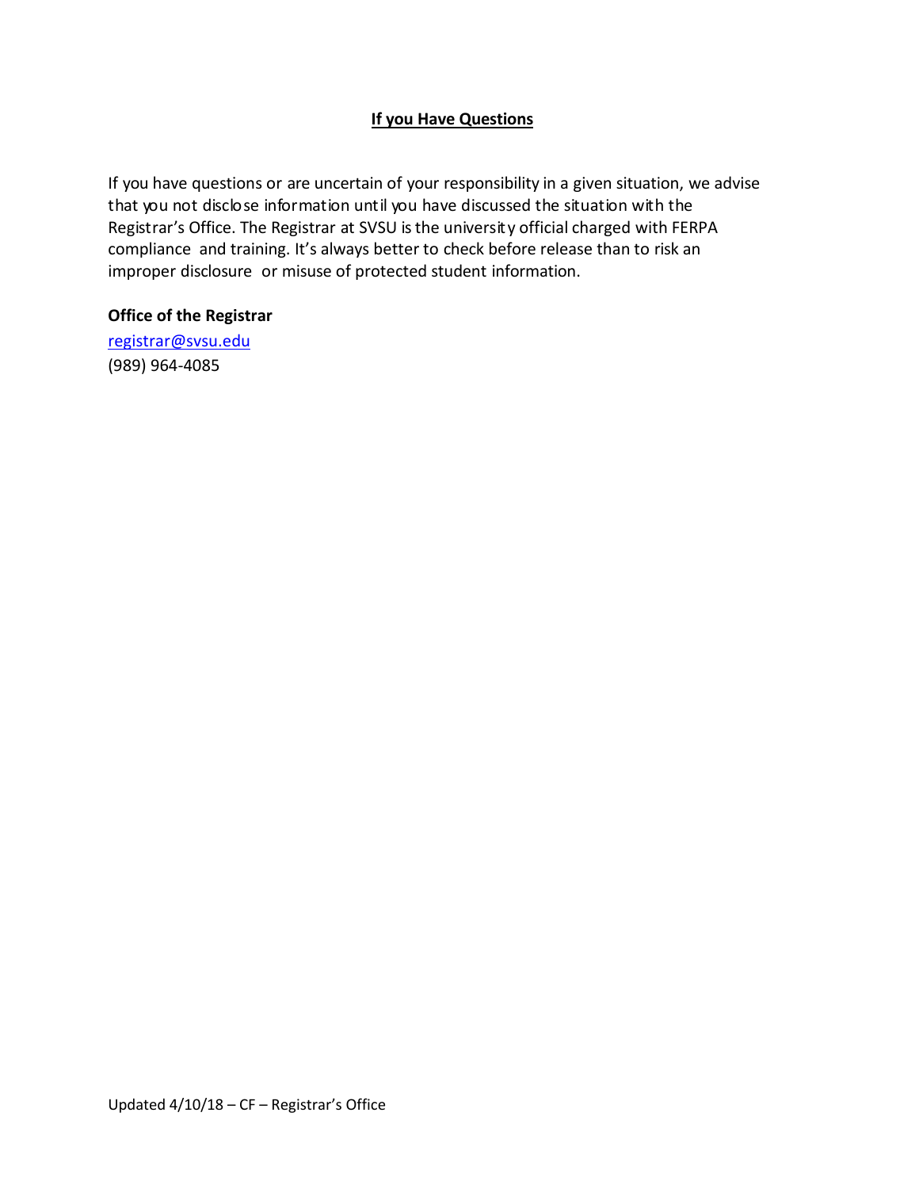## If you Have Questions

If you have questions or are uncertain of your responsibility in a given situation, we advise that you not disclose information until you have discussed the situation with the Registrar's Office. The Registrar at SVSU is the university official charged with FERPA compliance and training. It's always better to check before release than to risk an improper disclosure or misuse of protected student information.

**Office of the Registrar**

registrar@svsu.edu
(989) 964-4085

Updated 4/10/18 – CF – Registrar's Office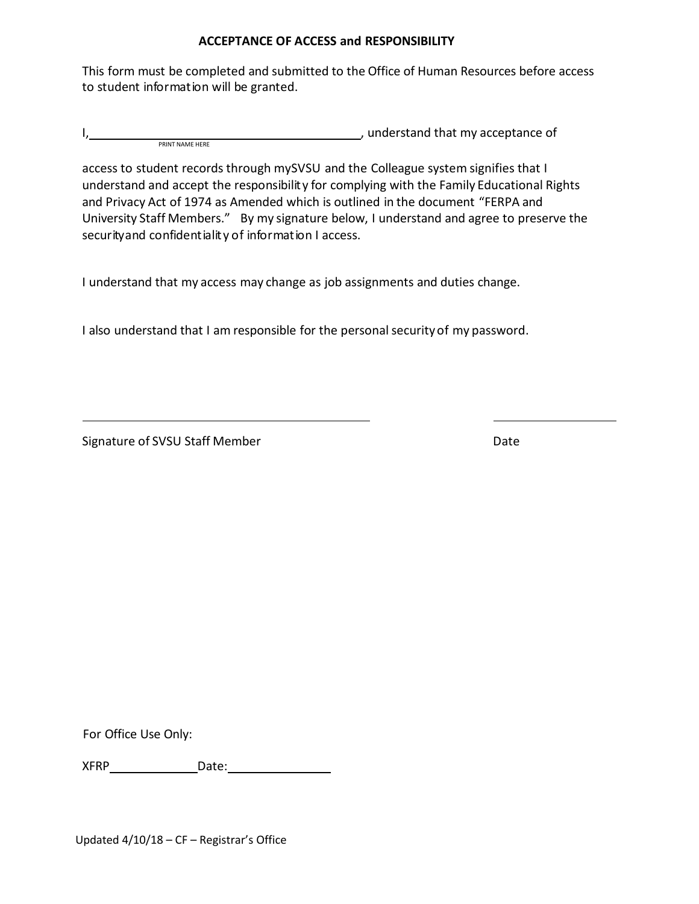## ACCEPTANCE OF ACCESS and RESPONSIBILITY

This form must be completed and submitted to the Office of Human Resources before access to student information will be granted.

I, ______________________________________, understand that my acceptance of
PRINT NAME HERE

access to student records through mySVSU and the Colleague system signifies that I understand and accept the responsibility for complying with the Family Educational Rights and Privacy Act of 1974 as Amended which is outlined in the document "FERPA and University Staff Members." By my signature below, I understand and agree to preserve the securityand confidentiality of information I access.

I understand that my access may change as job assignments and duties change.

I also understand that I am responsible for the personal security of my password.

______________________________________ ____________________

Signature of SVSU Staff Member Date

For Office Use Only:

XFRP____________ Date:______________

Updated 4/10/18 – CF – Registrar's Office